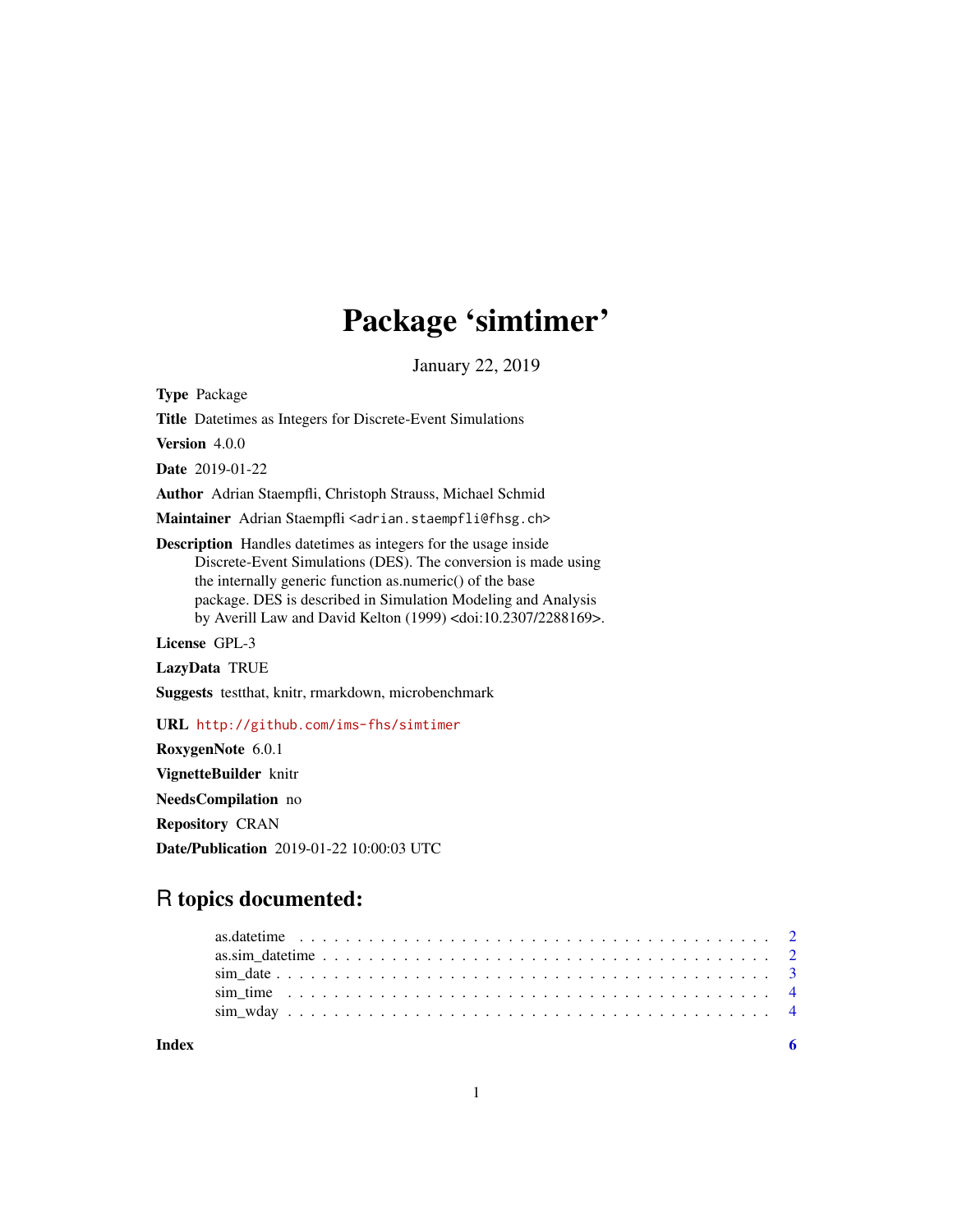# Package 'simtimer'

January 22, 2019

**Type** Package

**Title** Datetimes as Integers for Discrete-Event Simulations

**Version** 4.0.0

**Date** 2019-01-22

**Author** Adrian Staempfli, Christoph Strauss, Michael Schmid

**Maintainer** Adrian Staempfli <adrian.staempfli@fhsg.ch>

**Description** Handles datetimes as integers for the usage inside Discrete-Event Simulations (DES). The conversion is made using the internally generic function as.numeric() of the base package. DES is described in Simulation Modeling and Analysis by Averill Law and David Kelton (1999) <doi:10.2307/2288169>.

**License** GPL-3

**LazyData** TRUE

**Suggests** testthat, knitr, rmarkdown, microbenchmark

**URL** http://github.com/ims-fhs/simtimer

**RoxygenNote** 6.0.1

**VignetteBuilder** knitr

**NeedsCompilation** no

**Repository** CRAN

**Date/Publication** 2019-01-22 10:00:03 UTC

## R topics documented:

- as.datetime . . . . . . . . . . . . . . . . . . . . . . . . . . . . . . . . . . . . . . . . 2
- as.sim_datetime . . . . . . . . . . . . . . . . . . . . . . . . . . . . . . . . . . . . . . 2
- sim_date . . . . . . . . . . . . . . . . . . . . . . . . . . . . . . . . . . . . . . . . . . 3
- sim_time . . . . . . . . . . . . . . . . . . . . . . . . . . . . . . . . . . . . . . . . . . 4
- sim_wday . . . . . . . . . . . . . . . . . . . . . . . . . . . . . . . . . . . . . . . . . . 4

**Index** 6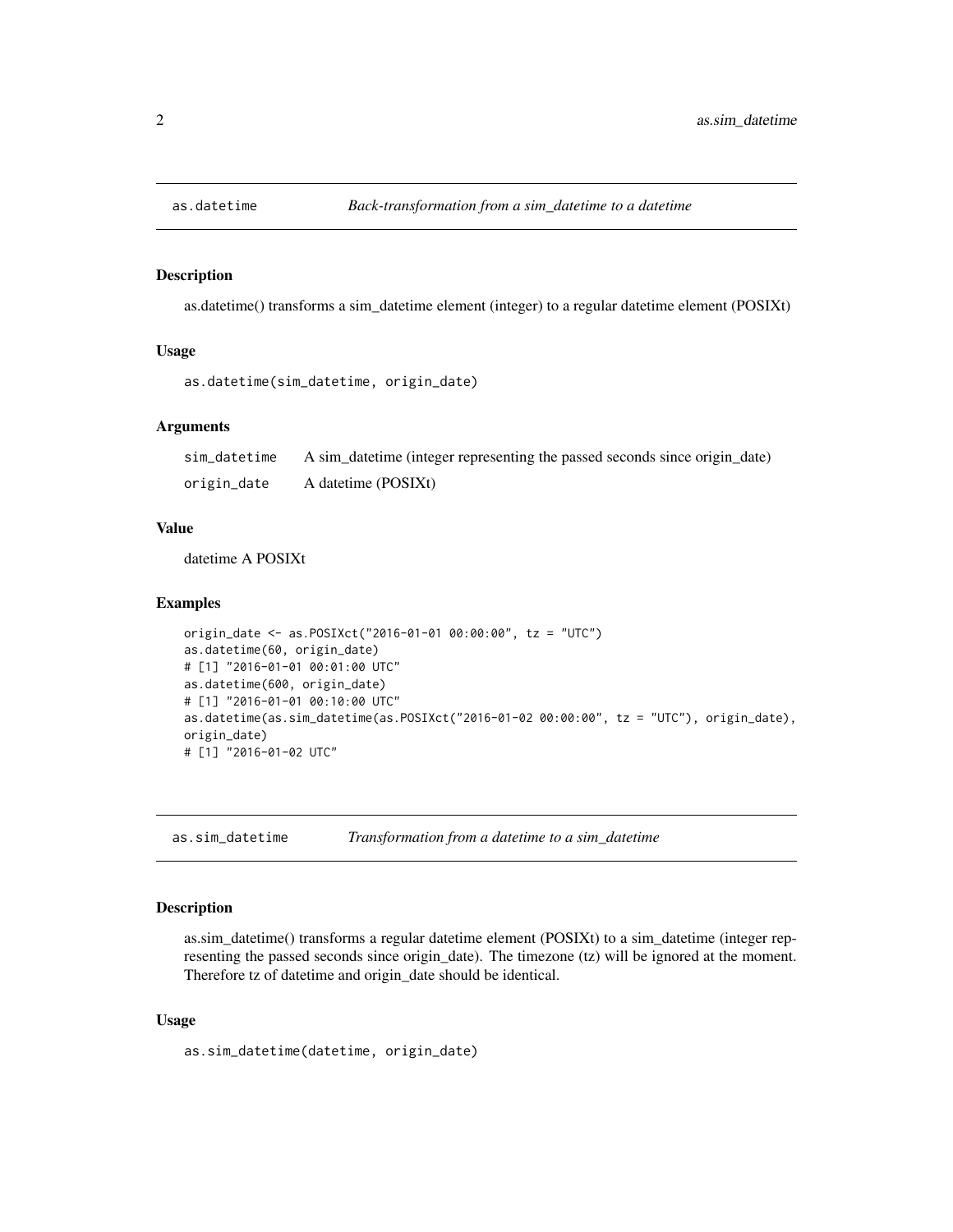## as.datetime — *Back-transformation from a sim_datetime to a datetime*

### Description

as.datetime() transforms a sim_datetime element (integer) to a regular datetime element (POSIXt)

### Usage

```
as.datetime(sim_datetime, origin_date)
```

### Arguments

| | |
|---|---|
| `sim_datetime` | A sim_datetime (integer representing the passed seconds since origin_date) |
| `origin_date` | A datetime (POSIXt) |

### Value

datetime A POSIXt

### Examples

```
origin_date <- as.POSIXct("2016-01-01 00:00:00", tz = "UTC")
as.datetime(60, origin_date)
# [1] "2016-01-01 00:01:00 UTC"
as.datetime(600, origin_date)
# [1] "2016-01-01 00:10:00 UTC"
as.datetime(as.sim_datetime(as.POSIXct("2016-01-02 00:00:00", tz = "UTC"), origin_date),
origin_date)
# [1] "2016-01-02 UTC"
```

## as.sim_datetime — *Transformation from a datetime to a sim_datetime*

### Description

as.sim_datetime() transforms a regular datetime element (POSIXt) to a sim_datetime (integer representing the passed seconds since origin_date). The timezone (tz) will be ignored at the moment. Therefore tz of datetime and origin_date should be identical.

### Usage

```
as.sim_datetime(datetime, origin_date)
```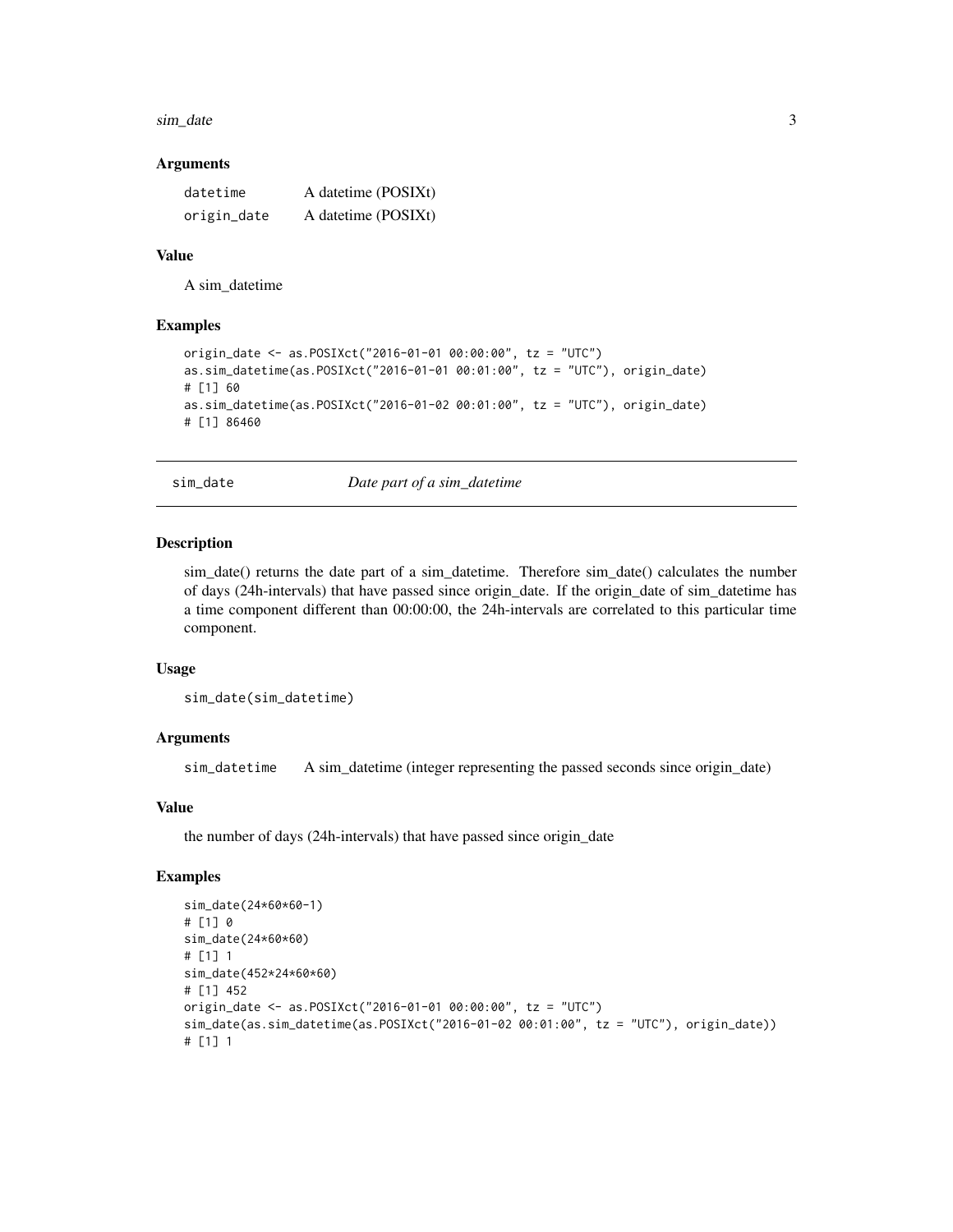### Arguments

| | |
|---|---|
| `datetime` | A datetime (POSIXt) |
| `origin_date` | A datetime (POSIXt) |

### Value

A sim_datetime

### Examples

```
origin_date <- as.POSIXct("2016-01-01 00:00:00", tz = "UTC")
as.sim_datetime(as.POSIXct("2016-01-01 00:01:00", tz = "UTC"), origin_date)
# [1] 60
as.sim_datetime(as.POSIXct("2016-01-02 00:01:00", tz = "UTC"), origin_date)
# [1] 86460
```

---

## `sim_date` *Date part of a sim_datetime*

### Description

sim_date() returns the date part of a sim_datetime. Therefore sim_date() calculates the number of days (24h-intervals) that have passed since origin_date. If the origin_date of sim_datetime has a time component different than 00:00:00, the 24h-intervals are correlated to this particular time component.

### Usage

```
sim_date(sim_datetime)
```

### Arguments

| | |
|---|---|
| `sim_datetime` | A sim_datetime (integer representing the passed seconds since origin_date) |

### Value

the number of days (24h-intervals) that have passed since origin_date

### Examples

```
sim_date(24*60*60-1)
# [1] 0
sim_date(24*60*60)
# [1] 1
sim_date(452*24*60*60)
# [1] 452
origin_date <- as.POSIXct("2016-01-01 00:00:00", tz = "UTC")
sim_date(as.sim_datetime(as.POSIXct("2016-01-02 00:01:00", tz = "UTC"), origin_date))
# [1] 1
```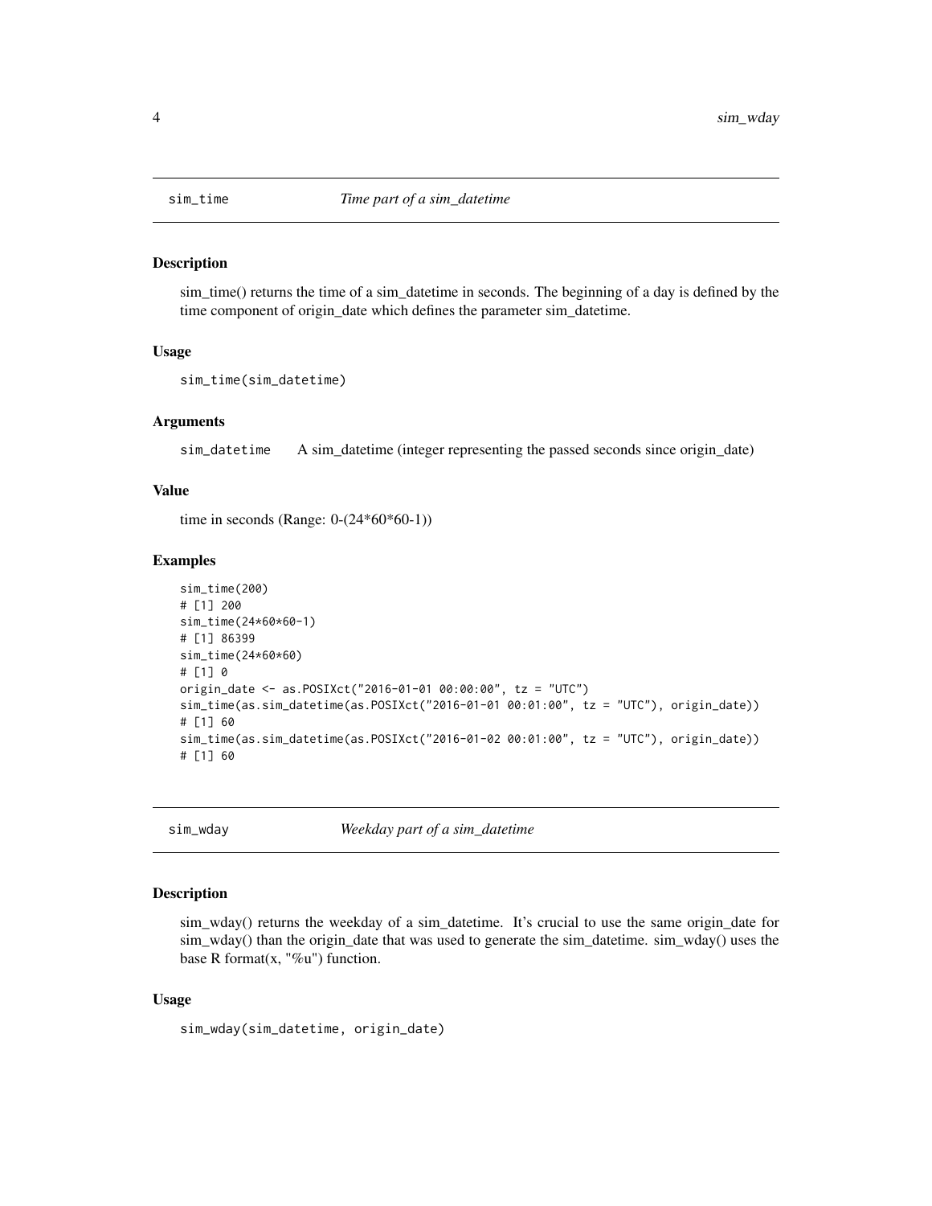## sim_time — *Time part of a sim_datetime*

### Description

sim_time() returns the time of a sim_datetime in seconds. The beginning of a day is defined by the time component of origin_date which defines the parameter sim_datetime.

### Usage

```
sim_time(sim_datetime)
```

### Arguments

| | |
|---|---|
| sim_datetime | A sim_datetime (integer representing the passed seconds since origin_date) |

### Value

time in seconds (Range: 0-(24*60*60-1))

### Examples

```
sim_time(200)
# [1] 200
sim_time(24*60*60-1)
# [1] 86399
sim_time(24*60*60)
# [1] 0
origin_date <- as.POSIXct("2016-01-01 00:00:00", tz = "UTC")
sim_time(as.sim_datetime(as.POSIXct("2016-01-01 00:01:00", tz = "UTC"), origin_date))
# [1] 60
sim_time(as.sim_datetime(as.POSIXct("2016-01-02 00:01:00", tz = "UTC"), origin_date))
# [1] 60
```

## sim_wday — *Weekday part of a sim_datetime*

### Description

sim_wday() returns the weekday of a sim_datetime. It's crucial to use the same origin_date for sim_wday() than the origin_date that was used to generate the sim_datetime. sim_wday() uses the base R format(x, "%u") function.

### Usage

```
sim_wday(sim_datetime, origin_date)
```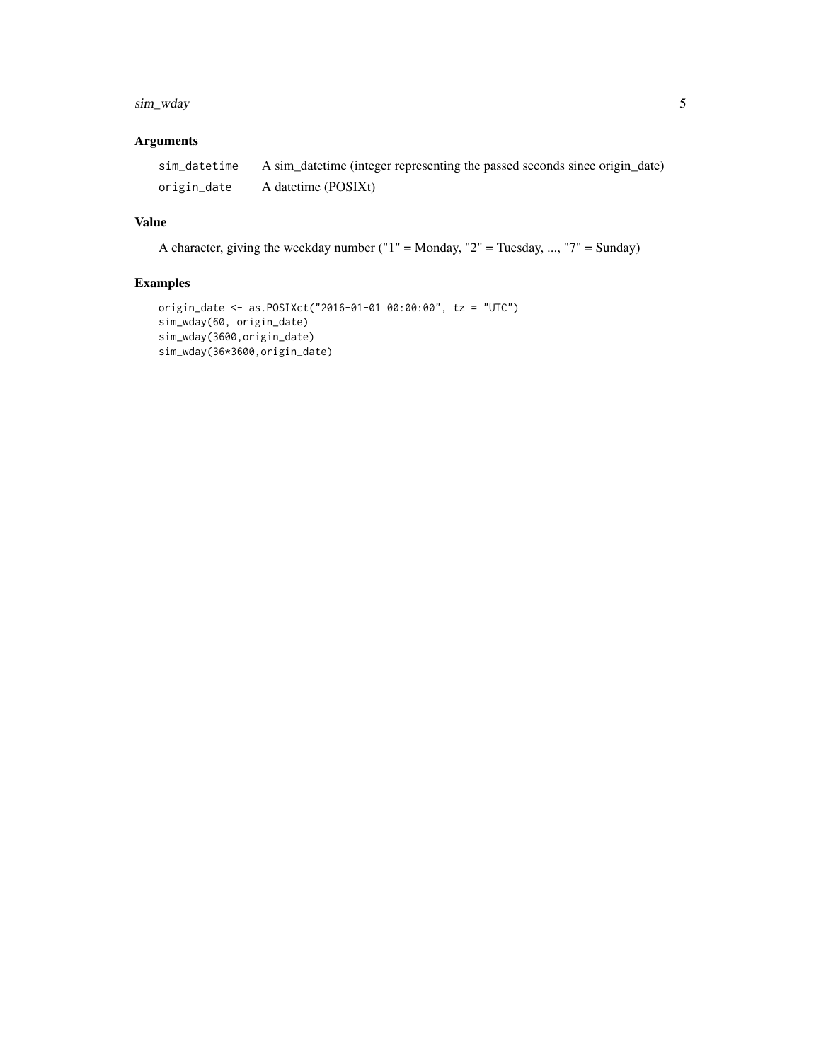### Arguments

| | |
|---|---|
| `sim_datetime` | A sim_datetime (integer representing the passed seconds since origin_date) |
| `origin_date` | A datetime (POSIXt) |

### Value

A character, giving the weekday number ("1" = Monday, "2" = Tuesday, ..., "7" = Sunday)

### Examples

```
origin_date <- as.POSIXct("2016-01-01 00:00:00", tz = "UTC")
sim_wday(60, origin_date)
sim_wday(3600,origin_date)
sim_wday(36*3600,origin_date)
```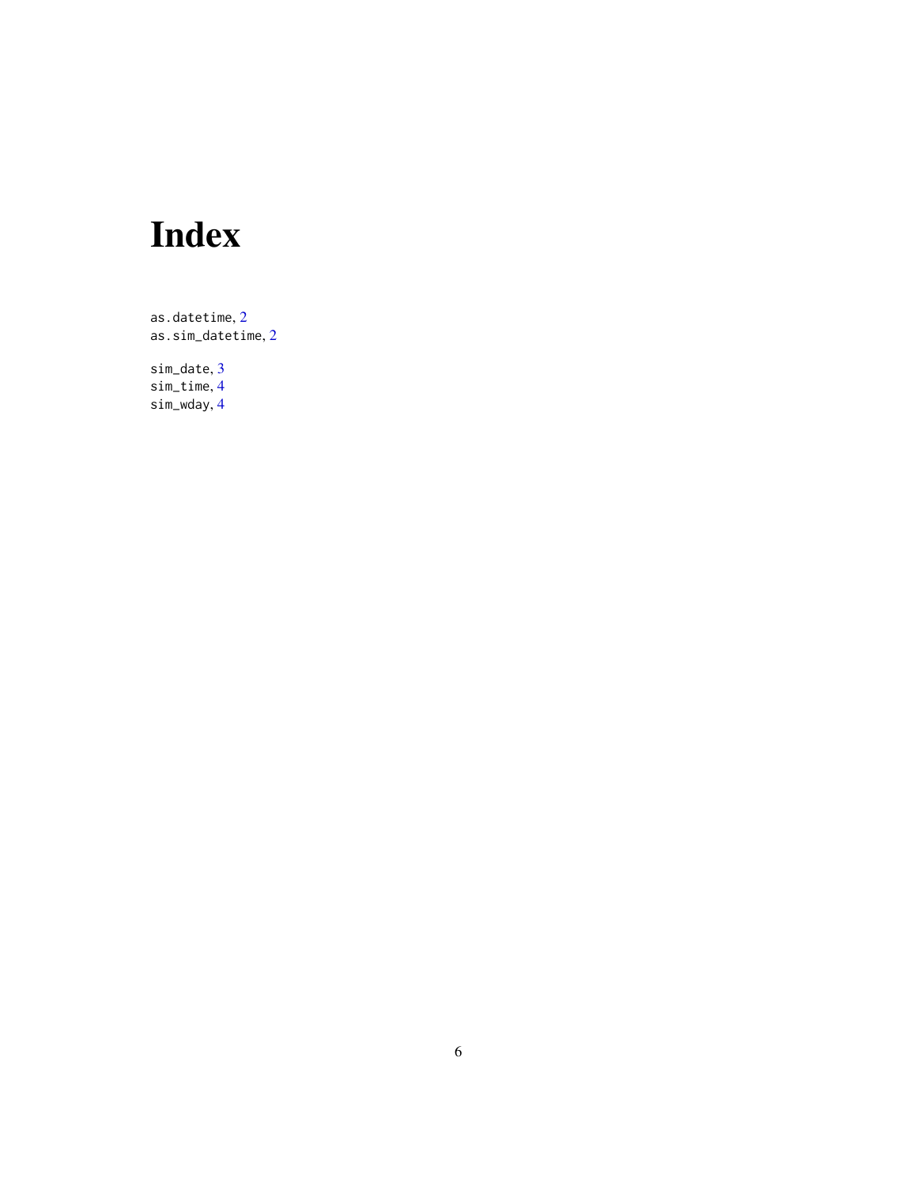# Index

as.datetime, 2
as.sim_datetime, 2

sim_date, 3
sim_time, 4
sim_wday, 4